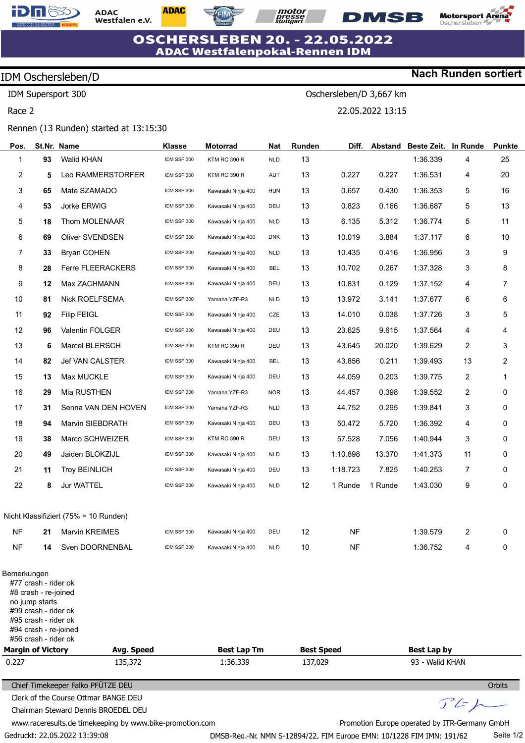# OSCHERSLEBEN 20. - 22.05.2022
## ADAC Westfalenpokal-Rennen IDM

**IDM Oschersleben/D** — **Nach Runden sortiert**

IDM Supersport 300 — Oschersleben/D 3,667 km

Race 2 — 22.05.2022 13:15

Rennen (13 Runden) started at 13:15:30

| Pos. | St.Nr. | Name | Klasse | Motorrad | Nat | Runden | Diff. | Abstand | Beste Zeit. | In Runde | Punkte |
|---|---|---|---|---|---|---|---|---|---|---|---|
| 1 | **93** | Walid KHAN | IDM SSP 300 | KTM RC 390 R | NLD | 13 | | | 1:36.339 | 4 | 25 |
| 2 | **5** | Leo RAMMERSTORFER | IDM SSP 300 | KTM RC 390 R | AUT | 13 | 0.227 | 0.227 | 1:36.531 | 4 | 20 |
| 3 | **65** | Mate SZAMADO | IDM SSP 300 | Kawasaki Ninja 400 | HUN | 13 | 0.657 | 0.430 | 1:36.353 | 5 | 16 |
| 4 | **53** | Jorke ERWIG | IDM SSP 300 | Kawasaki Ninja 400 | DEU | 13 | 0.823 | 0.166 | 1:36.687 | 5 | 13 |
| 5 | **18** | Thom MOLENAAR | IDM SSP 300 | Kawasaki Ninja 400 | NLD | 13 | 6.135 | 5.312 | 1:36.774 | 5 | 11 |
| 6 | **69** | Oliver SVENDSEN | IDM SSP 300 | Kawasaki Ninja 400 | DNK | 13 | 10.019 | 3.884 | 1:37.117 | 6 | 10 |
| 7 | **33** | Bryan COHEN | IDM SSP 300 | Kawasaki Ninja 400 | NLD | 13 | 10.435 | 0.416 | 1:36.956 | 3 | 9 |
| 8 | **28** | Ferre FLEERACKERS | IDM SSP 300 | Kawasaki Ninja 400 | BEL | 13 | 10.702 | 0.267 | 1:37.328 | 3 | 8 |
| 9 | **12** | Max ZACHMANN | IDM SSP 300 | Kawasaki Ninja 400 | DEU | 13 | 10.831 | 0.129 | 1:37.152 | 4 | 7 |
| 10 | **81** | Nick ROELFSEMA | IDM SSP 300 | Yamaha YZF-R3 | NLD | 13 | 13.972 | 3.141 | 1:37.677 | 6 | 6 |
| 11 | **92** | Filip FEIGL | IDM SSP 300 | Kawasaki Ninja 400 | CZE | 13 | 14.010 | 0.038 | 1:37.726 | 3 | 5 |
| 12 | **96** | Valentin FOLGER | IDM SSP 300 | Kawasaki Ninja 400 | DEU | 13 | 23.625 | 9.615 | 1:37.564 | 4 | 4 |
| 13 | **6** | Marcel BLERSCH | IDM SSP 300 | KTM RC 390 R | DEU | 13 | 43.645 | 20.020 | 1:39.629 | 2 | 3 |
| 14 | **82** | Jef VAN CALSTER | IDM SSP 300 | Kawasaki Ninja 400 | BEL | 13 | 43.856 | 0.211 | 1:39.493 | 13 | 2 |
| 15 | **13** | Max MUCKLE | IDM SSP 300 | Kawasaki Ninja 400 | DEU | 13 | 44.059 | 0.203 | 1:39.775 | 2 | 1 |
| 16 | **29** | Mia RUSTHEN | IDM SSP 300 | Yamaha YZF-R3 | NOR | 13 | 44.457 | 0.398 | 1:39.552 | 2 | 0 |
| 17 | **31** | Senna VAN DEN HOVEN | IDM SSP 300 | Yamaha YZF-R3 | NLD | 13 | 44.752 | 0.295 | 1:39.841 | 3 | 0 |
| 18 | **94** | Marvin SIEBDRATH | IDM SSP 300 | Kawasaki Ninja 400 | DEU | 13 | 50.472 | 5.720 | 1:36.392 | 4 | 0 |
| 19 | **38** | Marco SCHWEIZER | IDM SSP 300 | KTM RC 390 R | DEU | 13 | 57.528 | 7.056 | 1:40.944 | 3 | 0 |
| 20 | **49** | Jaiden BLOKZIJL | IDM SSP 300 | Kawasaki Ninja 400 | NLD | 13 | 1:10.898 | 13.370 | 1:41.373 | 11 | 0 |
| 21 | **11** | Troy BEINLICH | IDM SSP 300 | Kawasaki Ninja 400 | DEU | 13 | 1:18.723 | 7.825 | 1:40.253 | 7 | 0 |
| 22 | **8** | Jur WATTEL | IDM SSP 300 | Kawasaki Ninja 400 | NLD | 12 | 1 Runde | 1 Runde | 1:43.030 | 9 | 0 |

Nicht Klassifiziert (75% = 10 Runden)

| Pos. | St.Nr. | Name | Klasse | Motorrad | Nat | Runden | Diff. | Abstand | Beste Zeit. | In Runde | Punkte |
|---|---|---|---|---|---|---|---|---|---|---|---|
| NF | **21** | Marvin KREIMES | IDM SSP 300 | Kawasaki Ninja 400 | DEU | 12 | NF | | 1:39.579 | 2 | 0 |
| NF | **14** | Sven DOORNENBAL | IDM SSP 300 | Kawasaki Ninja 400 | NLD | 10 | NF | | 1:36.752 | 4 | 0 |

Bemerkungen
- #77 crash - rider ok
- #8 crash - re-joined
- no jump starts
- #99 crash - rider ok
- #95 crash - rider ok
- #94 crash - re-joined
- #56 crash - rider ok

| Margin of Victory | Avg. Speed | Best Lap Tm | Best Speed | Best Lap by |
|---|---|---|---|---|
| 0.227 | 135,372 | 1:36.339 | 137,029 | 93 - Walid KHAN |

Chief Timekeeper Falko PFÜTZE DEU — Orbits

Clerk of the Course Ottmar BANGE DEU

Chairman Steward Dennis BROEDEL DEU

www.raceresults.de timekeeping by www.bike-promotion.com — Promotion Europe operated by ITR-Germany GmbH

Gedruckt: 22.05.2022 13:39:08 — DMSB-Reg.-Nr. NMN S-12894/22, FIM Europe EMN: 10/1228 FIM IMN: 191/62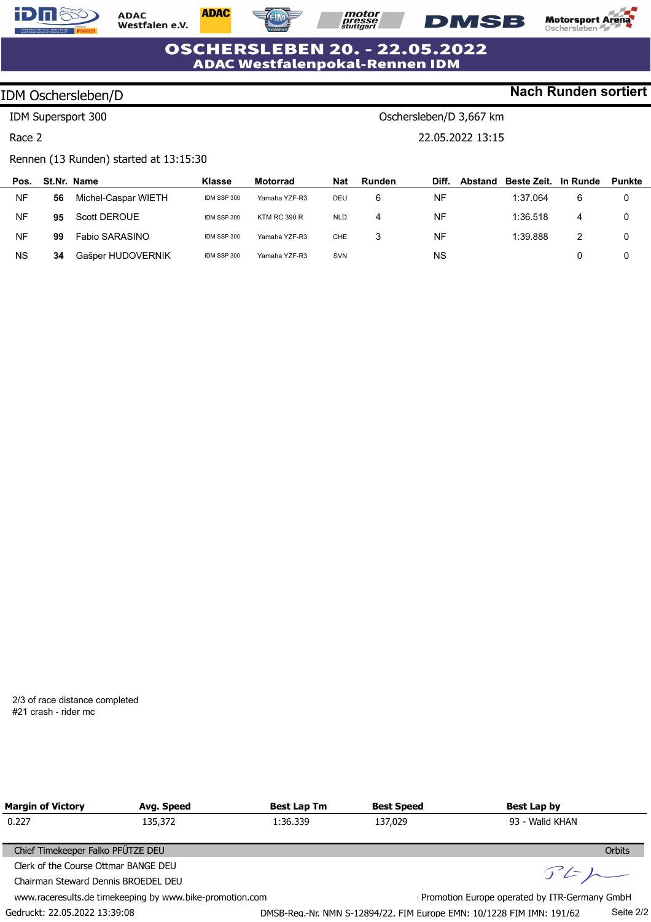# OSCHERSLEBEN 20. - 22.05.2022
## ADAC Westfalenpokal-Rennen IDM

**IDM Oschersleben/D** — **Nach Runden sortiert**

IDM Supersport 300 — Oschersleben/D 3,667 km

Race 2 — 22.05.2022 13:15

Rennen (13 Runden) started at 13:15:30

| Pos. | St.Nr. | Name | Klasse | Motorrad | Nat | Runden | Diff. | Abstand | Beste Zeit. | In Runde | Punkte |
|---|---|---|---|---|---|---|---|---|---|---|---|
| NF | **56** | Michel-Caspar WIETH | IDM SSP 300 | Yamaha YZF-R3 | DEU | 6 | NF | | 1:37.064 | 6 | 0 |
| NF | **95** | Scott DEROUE | IDM SSP 300 | KTM RC 390 R | NLD | 4 | NF | | 1:36.518 | 4 | 0 |
| NF | **99** | Fabio SARASINO | IDM SSP 300 | Yamaha YZF-R3 | CHE | 3 | NF | | 1:39.888 | 2 | 0 |
| NS | **34** | Gašper HUDOVERNIK | IDM SSP 300 | Yamaha YZF-R3 | SVN | | NS | | | 0 | 0 |

2/3 of race distance completed
#21 crash - rider mc

| Margin of Victory | Avg. Speed | Best Lap Tm | Best Speed | Best Lap by |
|---|---|---|---|---|
| 0.227 | 135,372 | 1:36.339 | 137,029 | 93 - Walid KHAN |

Chief Timekeeper Falko PFÜTZE DEU — Orbits

Clerk of the Course Ottmar BANGE DEU

Chairman Steward Dennis BROEDEL DEU

www.raceresults.de timekeeping by www.bike-promotion.com — Promotion Europe operated by ITR-Germany GmbH

Gedruckt: 22.05.2022 13:39:08 — DMSB-Reg.-Nr. NMN S-12894/22, FIM Europe EMN: 10/1228 FIM IMN: 191/62